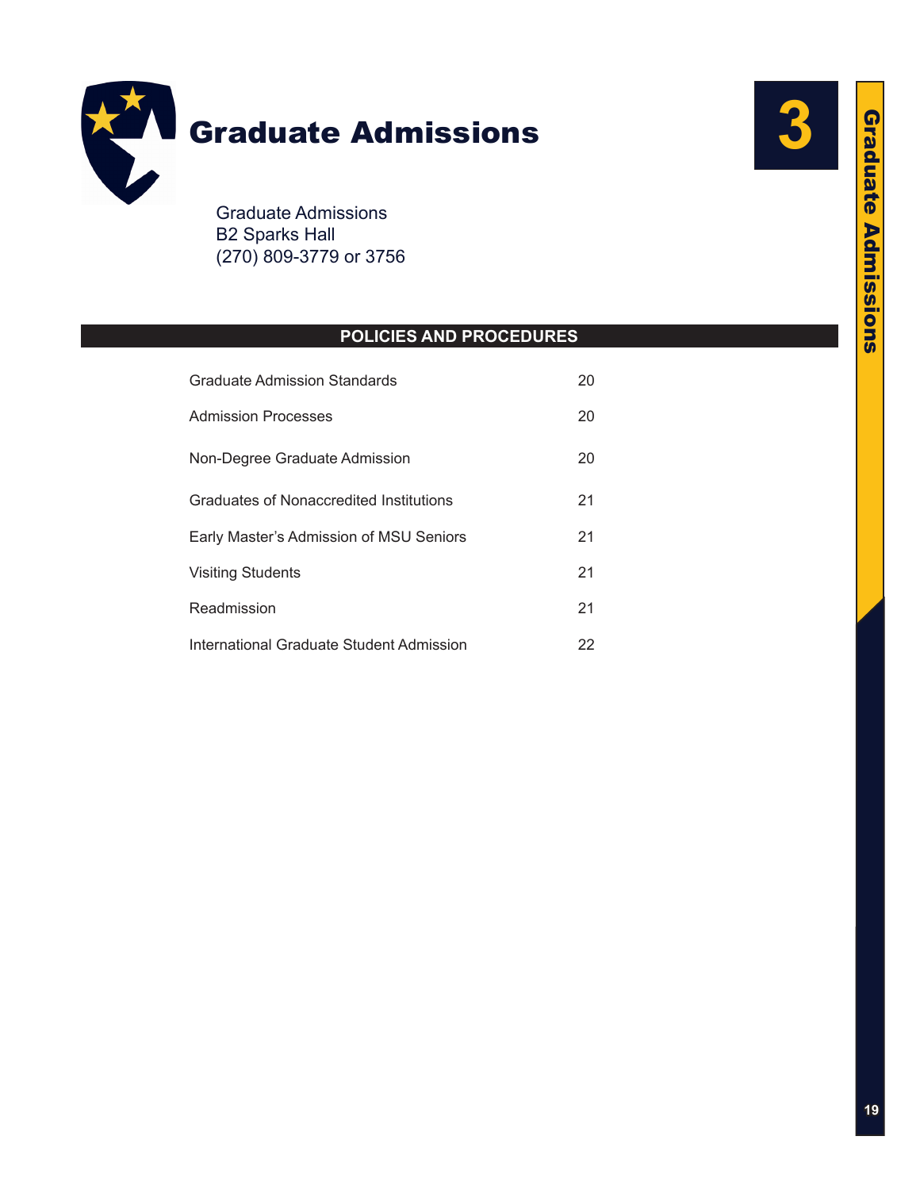# Graduate Admissions

Graduate Admissions
B2 Sparks Hall
(270) 809-3779 or 3756

## POLICIES AND PROCEDURES

| | |
|---|---|
| Graduate Admission Standards | 20 |
| Admission Processes | 20 |
| Non-Degree Graduate Admission | 20 |
| Graduates of Nonaccredited Institutions | 21 |
| Early Master's Admission of MSU Seniors | 21 |
| Visiting Students | 21 |
| Readmission | 21 |
| International Graduate Student Admission | 22 |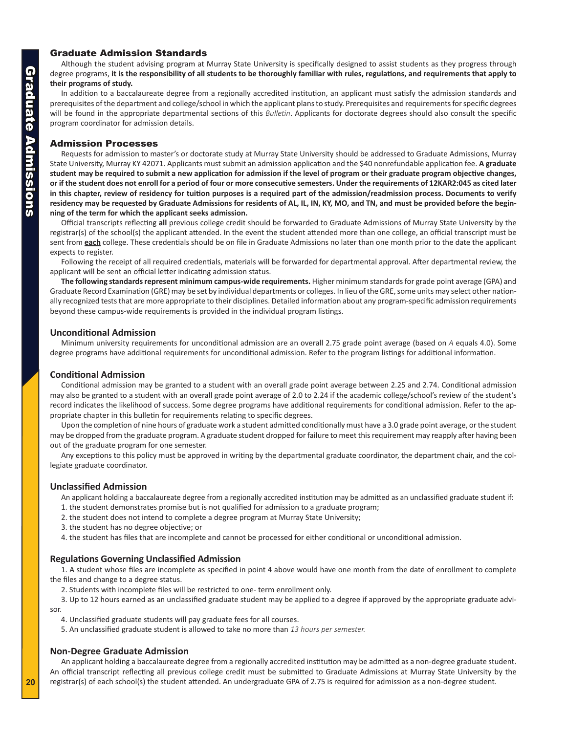## Graduate Admission Standards

Although the student advising program at Murray State University is specifically designed to assist students as they progress through degree programs, **it is the responsibility of all students to be thoroughly familiar with rules, regulations, and requirements that apply to their programs of study.**

In addition to a baccalaureate degree from a regionally accredited institution, an applicant must satisfy the admission standards and prerequisites of the department and college/school in which the applicant plans to study. Prerequisites and requirements for specific degrees will be found in the appropriate departmental sections of this *Bulletin*. Applicants for doctorate degrees should also consult the specific program coordinator for admission details.

## Admission Processes

Requests for admission to master's or doctorate study at Murray State University should be addressed to Graduate Admissions, Murray State University, Murray KY 42071. Applicants must submit an admission application and the $40 nonrefundable application fee. **A graduate student may be required to submit a new application for admission if the level of program or their graduate program objective changes, or if the student does not enroll for a period of four or more consecutive semesters. Under the requirements of 12KAR2:045 as cited later in this chapter, review of residency for tuition purposes is a required part of the admission/readmission process. Documents to verify residency may be requested by Graduate Admissions for residents of AL, IL, IN, KY, MO, and TN, and must be provided before the beginning of the term for which the applicant seeks admission.**

Official transcripts reflecting **all** previous college credit should be forwarded to Graduate Admissions of Murray State University by the registrar(s) of the school(s) the applicant attended. In the event the student attended more than one college, an official transcript must be sent from **each** college. These credentials should be on file in Graduate Admissions no later than one month prior to the date the applicant expects to register.

Following the receipt of all required credentials, materials will be forwarded for departmental approval. After departmental review, the applicant will be sent an official letter indicating admission status.

**The following standards represent minimum campus-wide requirements.** Higher minimum standards for grade point average (GPA) and Graduate Record Examination (GRE) may be set by individual departments or colleges. In lieu of the GRE, some units may select other nationally recognized tests that are more appropriate to their disciplines. Detailed information about any program-specific admission requirements beyond these campus-wide requirements is provided in the individual program listings.

### Unconditional Admission

Minimum university requirements for unconditional admission are an overall 2.75 grade point average (based on *A* equals 4.0). Some degree programs have additional requirements for unconditional admission. Refer to the program listings for additional information.

### Conditional Admission

Conditional admission may be granted to a student with an overall grade point average between 2.25 and 2.74. Conditional admission may also be granted to a student with an overall grade point average of 2.0 to 2.24 if the academic college/school's review of the student's record indicates the likelihood of success. Some degree programs have additional requirements for conditional admission. Refer to the appropriate chapter in this bulletin for requirements relating to specific degrees.

Upon the completion of nine hours of graduate work a student admitted conditionally must have a 3.0 grade point average, or the student may be dropped from the graduate program. A graduate student dropped for failure to meet this requirement may reapply after having been out of the graduate program for one semester.

Any exceptions to this policy must be approved in writing by the departmental graduate coordinator, the department chair, and the collegiate graduate coordinator.

### Unclassified Admission

An applicant holding a baccalaureate degree from a regionally accredited institution may be admitted as an unclassified graduate student if:

1. the student demonstrates promise but is not qualified for admission to a graduate program;
2. the student does not intend to complete a degree program at Murray State University;
3. the student has no degree objective; or
4. the student has files that are incomplete and cannot be processed for either conditional or unconditional admission.

### Regulations Governing Unclassified Admission

1. A student whose files are incomplete as specified in point 4 above would have one month from the date of enrollment to complete the files and change to a degree status.
2. Students with incomplete files will be restricted to one- term enrollment only.
3. Up to 12 hours earned as an unclassified graduate student may be applied to a degree if approved by the appropriate graduate advisor.
4. Unclassified graduate students will pay graduate fees for all courses.
5. An unclassified graduate student is allowed to take no more than *13 hours per semester.*

### Non-Degree Graduate Admission

An applicant holding a baccalaureate degree from a regionally accredited institution may be admitted as a non-degree graduate student. An official transcript reflecting all previous college credit must be submitted to Graduate Admissions at Murray State University by the registrar(s) of each school(s) the student attended. An undergraduate GPA of 2.75 is required for admission as a non-degree student.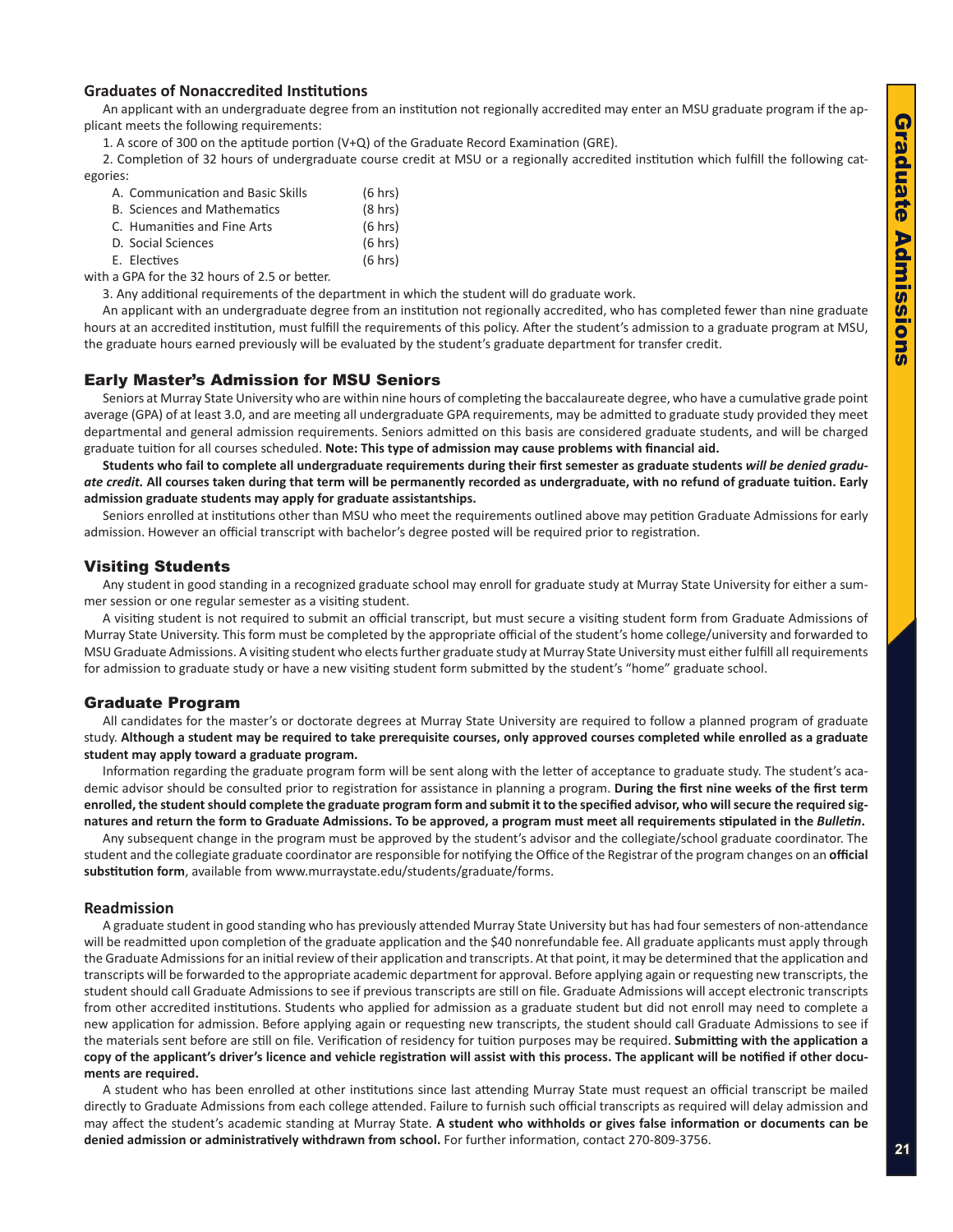### Graduates of Nonaccredited Institutions

An applicant with an undergraduate degree from an institution not regionally accredited may enter an MSU graduate program if the applicant meets the following requirements:

1. A score of 300 on the aptitude portion (V+Q) of the Graduate Record Examination (GRE).

2. Completion of 32 hours of undergraduate course credit at MSU or a regionally accredited institution which fulfill the following categories:

| | |
|---|---|
| A. Communication and Basic Skills | (6 hrs) |
| B. Sciences and Mathematics | (8 hrs) |
| C. Humanities and Fine Arts | (6 hrs) |
| D. Social Sciences | (6 hrs) |
| E. Electives | (6 hrs) |

with a GPA for the 32 hours of 2.5 or better.

3. Any additional requirements of the department in which the student will do graduate work.

An applicant with an undergraduate degree from an institution not regionally accredited, who has completed fewer than nine graduate hours at an accredited institution, must fulfill the requirements of this policy. After the student's admission to a graduate program at MSU, the graduate hours earned previously will be evaluated by the student's graduate department for transfer credit.

## Early Master's Admission for MSU Seniors

Seniors at Murray State University who are within nine hours of completing the baccalaureate degree, who have a cumulative grade point average (GPA) of at least 3.0, and are meeting all undergraduate GPA requirements, may be admitted to graduate study provided they meet departmental and general admission requirements. Seniors admitted on this basis are considered graduate students, and will be charged graduate tuition for all courses scheduled. **Note: This type of admission may cause problems with financial aid.**

**Students who fail to complete all undergraduate requirements during their first semester as graduate students *will be denied graduate credit.* All courses taken during that term will be permanently recorded as undergraduate, with no refund of graduate tuition. Early admission graduate students may apply for graduate assistantships.**

Seniors enrolled at institutions other than MSU who meet the requirements outlined above may petition Graduate Admissions for early admission. However an official transcript with bachelor's degree posted will be required prior to registration.

## Visiting Students

Any student in good standing in a recognized graduate school may enroll for graduate study at Murray State University for either a summer session or one regular semester as a visiting student.

A visiting student is not required to submit an official transcript, but must secure a visiting student form from Graduate Admissions of Murray State University. This form must be completed by the appropriate official of the student's home college/university and forwarded to MSU Graduate Admissions. A visiting student who elects further graduate study at Murray State University must either fulfill all requirements for admission to graduate study or have a new visiting student form submitted by the student's "home" graduate school.

## Graduate Program

All candidates for the master's or doctorate degrees at Murray State University are required to follow a planned program of graduate study. **Although a student may be required to take prerequisite courses, only approved courses completed while enrolled as a graduate student may apply toward a graduate program.**

Information regarding the graduate program form will be sent along with the letter of acceptance to graduate study. The student's academic advisor should be consulted prior to registration for assistance in planning a program. **During the first nine weeks of the first term enrolled, the student should complete the graduate program form and submit it to the specified advisor, who will secure the required signatures and return the form to Graduate Admissions. To be approved, a program must meet all requirements stipulated in the *Bulletin*.**

Any subsequent change in the program must be approved by the student's advisor and the collegiate/school graduate coordinator. The student and the collegiate graduate coordinator are responsible for notifying the Office of the Registrar of the program changes on an **official substitution form**, available from www.murraystate.edu/students/graduate/forms.

### Readmission

A graduate student in good standing who has previously attended Murray State University but has had four semesters of non-attendance will be readmitted upon completion of the graduate application and the $40 nonrefundable fee. All graduate applicants must apply through the Graduate Admissions for an initial review of their application and transcripts. At that point, it may be determined that the application and transcripts will be forwarded to the appropriate academic department for approval. Before applying again or requesting new transcripts, the student should call Graduate Admissions to see if previous transcripts are still on file. Graduate Admissions will accept electronic transcripts from other accredited institutions. Students who applied for admission as a graduate student but did not enroll may need to complete a new application for admission. Before applying again or requesting new transcripts, the student should call Graduate Admissions to see if the materials sent before are still on file. Verification of residency for tuition purposes may be required. **Submitting with the application a copy of the applicant's driver's licence and vehicle registration will assist with this process. The applicant will be notified if other documents are required.**

A student who has been enrolled at other institutions since last attending Murray State must request an official transcript be mailed directly to Graduate Admissions from each college attended. Failure to furnish such official transcripts as required will delay admission and may affect the student's academic standing at Murray State. **A student who withholds or gives false information or documents can be denied admission or administratively withdrawn from school.** For further information, contact 270-809-3756.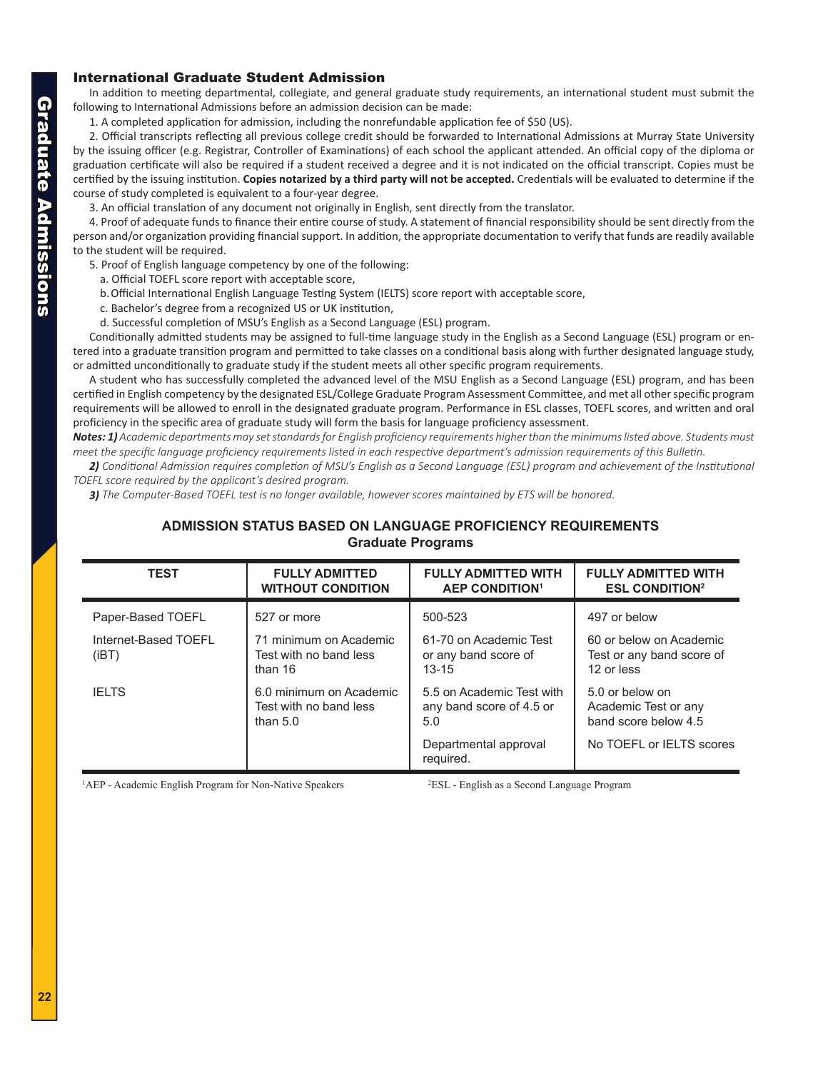## International Graduate Student Admission

In addition to meeting departmental, collegiate, and general graduate study requirements, an international student must submit the following to International Admissions before an admission decision can be made:

1. A completed application for admission, including the nonrefundable application fee of $50 (US).
2. Official transcripts reflecting all previous college credit should be forwarded to International Admissions at Murray State University by the issuing officer (e.g. Registrar, Controller of Examinations) of each school the applicant attended. An official copy of the diploma or graduation certificate will also be required if a student received a degree and it is not indicated on the official transcript. Copies must be certified by the issuing institution. **Copies notarized by a third party will not be accepted.** Credentials will be evaluated to determine if the course of study completed is equivalent to a four-year degree.
3. An official translation of any document not originally in English, sent directly from the translator.
4. Proof of adequate funds to finance their entire course of study. A statement of financial responsibility should be sent directly from the person and/or organization providing financial support. In addition, the appropriate documentation to verify that funds are readily available to the student will be required.
5. Proof of English language competency by one of the following:
   a. Official TOEFL score report with acceptable score,
   b. Official International English Language Testing System (IELTS) score report with acceptable score,
   c. Bachelor's degree from a recognized US or UK institution,
   d. Successful completion of MSU's English as a Second Language (ESL) program.

Conditionally admitted students may be assigned to full-time language study in the English as a Second Language (ESL) program or entered into a graduate transition program and permitted to take classes on a conditional basis along with further designated language study, or admitted unconditionally to graduate study if the student meets all other specific program requirements.

A student who has successfully completed the advanced level of the MSU English as a Second Language (ESL) program, and has been certified in English competency by the designated ESL/College Graduate Program Assessment Committee, and met all other specific program requirements will be allowed to enroll in the designated graduate program. Performance in ESL classes, TOEFL scores, and written and oral proficiency in the specific area of graduate study will form the basis for language proficiency assessment.

***Notes: 1)*** *Academic departments may set standards for English proficiency requirements higher than the minimums listed above. Students must meet the specific language proficiency requirements listed in each respective department's admission requirements of this Bulletin.*

***2)*** *Conditional Admission requires completion of MSU's English as a Second Language (ESL) program and achievement of the Institutional TOEFL score required by the applicant's desired program.*

***3)*** *The Computer-Based TOEFL test is no longer available, however scores maintained by ETS will be honored.*

**ADMISSION STATUS BASED ON LANGUAGE PROFICIENCY REQUIREMENTS**
**Graduate Programs**

| TEST | FULLY ADMITTED WITHOUT CONDITION | FULLY ADMITTED WITH AEP CONDITION[1] | FULLY ADMITTED WITH ESL CONDITION[2] |
|---|---|---|---|
| Paper-Based TOEFL | 527 or more | 500-523 | 497 or below |
| Internet-Based TOEFL (iBT) | 71 minimum on Academic Test with no band less than 16 | 61-70 on Academic Test or any band score of 13-15 | 60 or below on Academic Test or any band score of 12 or less |
| IELTS | 6.0 minimum on Academic Test with no band less than 5.0 | 5.5 on Academic Test with any band score of 4.5 or 5.0 | 5.0 or below on Academic Test or any band score below 4.5 |
| | | Departmental approval required. | No TOEFL or IELTS scores |

[1]AEP - Academic English Program for Non-Native Speakers [2]ESL - English as a Second Language Program